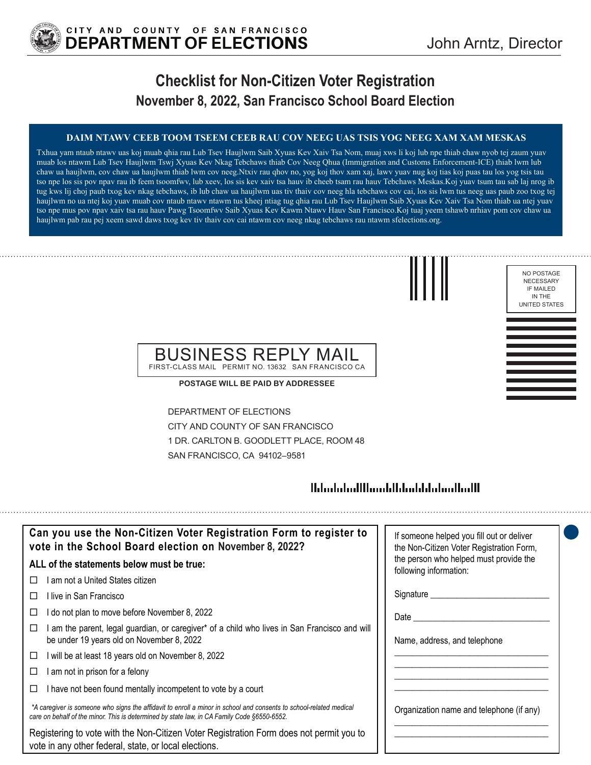CITY AND COUNTY OF SAN FRANCISCO
**DEPARTMENT OF ELECTIONS**

John Arntz, Director

# Checklist for Non-Citizen Voter Registration

## November 8, 2022, San Francisco School Board Election

**DAIM NTAWV CEEB TOOM TSEEM CEEB RAU COV NEEG UAS TSIS YOG NEEG XAM XAM MESKAS**

Txhua yam ntaub ntawv uas koj muab qhia rau Lub Tsev Haujlwm Saib Xyuas Kev Xaiv Tsa Nom, muaj xws li koj lub npe thiab chaw nyob tej zaum yuav muab los ntawm Lub Tsev Haujlwm Tswj Xyuas Kev Nkag Tebchaws thiab Cov Neeg Qhua (Immigration and Customs Enforcement-ICE) thiab lwm lub chaw ua haujlwm, cov chaw ua haujlwm thiab lwm cov neeg.Ntxiv rau qhov no, yog koj thov xam xaj, lawv yuav nug koj tias koj puas tau los yog tsis tau tso npe los sis pov npav rau ib feem tsoomfwv, lub xeev, los sis kev xaiv tsa hauv ib cheeb tsam rau hauv Tebchaws Meskas.Koj yuav tsum tau sab laj nrog ib tug kws lij choj paub txog kev nkag tebchaws, ib lub chaw ua haujlwm uas tiv thaiv cov neeg hla tebchaws cov cai, los sis lwm tus neeg uas paub zoo txog tej haujlwm no ua ntej koj yuav muab cov ntaub ntawv ntawm tus kheej ntiag tug qhia rau Lub Tsev Haujlwm Saib Xyuas Kev Xaiv Tsa Nom thiab ua ntej yuav tso npe mus pov npav xaiv tsa rau hauv Pawg Tsoomfwv Saib Xyuas Kev Kawm Ntawv Hauv San Francisco.Koj tuaj yeem tshawb nrhiav pom cov chaw ua haujlwm pab rau pej xeem sawd daws txog kev tiv thaiv cov cai ntawm cov neeg nkag tebchaws rau ntawm sfelections.org.

NO POSTAGE NECESSARY IF MAILED IN THE UNITED STATES

BUSINESS REPLY MAIL
FIRST-CLASS MAIL PERMIT NO. 13632 SAN FRANCISCO CA

**POSTAGE WILL BE PAID BY ADDRESSEE**

DEPARTMENT OF ELECTIONS
CITY AND COUNTY OF SAN FRANCISCO
1 DR. CARLTON B. GOODLETT PLACE, ROOM 48
SAN FRANCISCO, CA 94102–9581

### Can you use the Non-Citizen Voter Registration Form to register to vote in the School Board election on November 8, 2022?

**ALL of the statements below must be true:**

- ☐ I am not a United States citizen
- ☐ I live in San Francisco
- ☐ I do not plan to move before November 8, 2022
- ☐ I am the parent, legal guardian, or caregiver* of a child who lives in San Francisco and will be under 19 years old on November 8, 2022
- ☐ I will be at least 18 years old on November 8, 2022
- ☐ I am not in prison for a felony
- ☐ I have not been found mentally incompetent to vote by a court

*\*A caregiver is someone who signs the affidavit to enroll a minor in school and consents to school-related medical care on behalf of the minor. This is determined by state law, in CA Family Code §6550-6552.*

Registering to vote with the Non-Citizen Voter Registration Form does not permit you to vote in any other federal, state, or local elections.

If someone helped you fill out or deliver the Non-Citizen Voter Registration Form, the person who helped must provide the following information:

Signature ___________________________

Date ___________________________

Name, address, and telephone

___________________________
___________________________
___________________________
___________________________

Organization name and telephone (if any)

___________________________
___________________________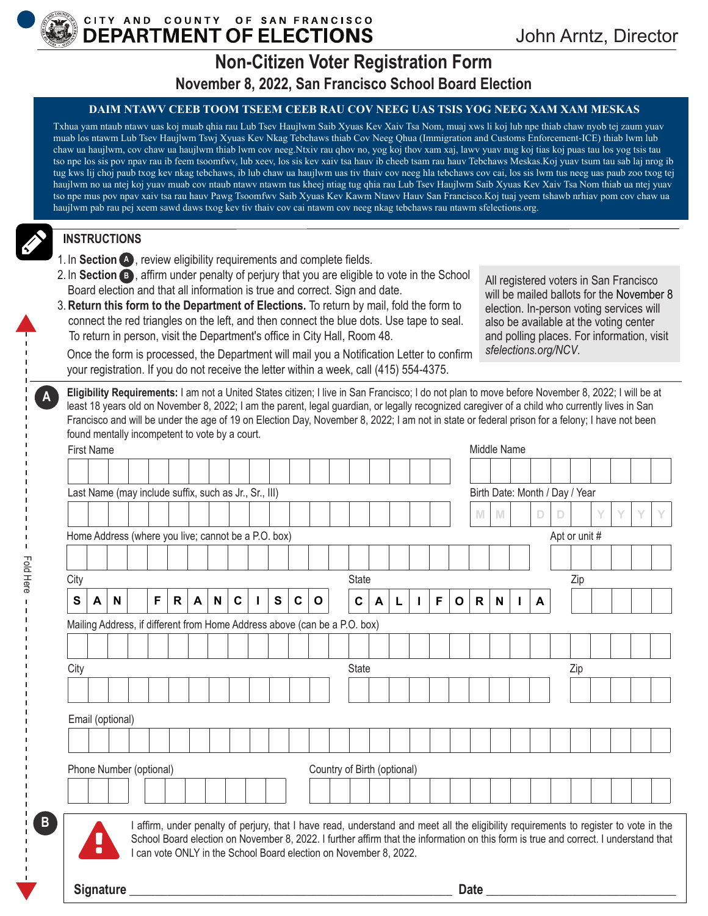CITY AND COUNTY OF SAN FRANCISCO
**DEPARTMENT OF ELECTIONS**

John Arntz, Director

# Non-Citizen Voter Registration Form

## November 8, 2022, San Francisco School Board Election

**DAIM NTAWV CEEB TOOM TSEEM CEEB RAU COV NEEG UAS TSIS YOG NEEG XAM XAM MESKAS**

Txhua yam ntaub ntawv uas koj muab qhia rau Lub Tsev Haujlwm Saib Xyuas Kev Xaiv Tsa Nom, muaj xws li koj lub npe thiab chaw nyob tej zaum yuav muab los ntawm Lub Tsev Haujlwm Tswj Xyuas Kev Nkag Tebchaws thiab Cov Neeg Qhua (Immigration and Customs Enforcement-ICE) thiab lwm lub chaw ua haujlwm, cov chaw ua haujlwm thiab lwm cov neeg.Ntxiv rau qhov no, yog koj thov xam xaj, lawv yuav nug koj tias koj puas tau los yog tsis tau tso npe los sis pov npav rau ib feem tsoomfwv, lub xeev, los sis kev xaiv tsa hauv ib cheeb tsam rau hauv Tebchaws Meskas.Koj yuav tsum tau sab laj nrog ib tug kws lij choj paub txog kev nkag tebchaws, ib lub chaw ua haujlwm uas tiv thaiv cov neeg hla tebchaws cov cai, los sis lwm tus neeg uas paub zoo txog tej haujlwm no ua ntej koj yuav muab cov ntaub ntawv ntawm tus kheej ntiag tug qhia rau Lub Tsev Haujlwm Saib Xyuas Kev Xaiv Tsa Nom thiab ua ntej yuav tso npe mus pov npav xaiv tsa rau hauv Pawg Tsoomfwv Saib Xyuas Kev Kawm Ntawv Hauv San Francisco.Koj tuaj yeem tshawb nrhiav pom cov chaw ua haujlwm pab rau pej xeem sawd daws txog kev tiv thaiv cov cai ntawm cov neeg nkag tebchaws rau ntawm sfelections.org.

### INSTRUCTIONS

1. In **Section A**, review eligibility requirements and complete fields.
2. In **Section B**, affirm under penalty of perjury that you are eligible to vote in the School Board election and that all information is true and correct. Sign and date.
3. **Return this form to the Department of Elections.** To return by mail, fold the form to connect the red triangles on the left, and then connect the blue dots. Use tape to seal. To return in person, visit the Department's office in City Hall, Room 48.

Once the form is processed, the Department will mail you a Notification Letter to confirm your registration. If you do not receive the letter within a week, call (415) 554-4375.

All registered voters in San Francisco will be mailed ballots for the November 8 election. In-person voting services will also be available at the voting center and polling places. For information, visit *sfelections.org/NCV*.

**A**

**Eligibility Requirements:** I am not a United States citizen; I live in San Francisco; I do not plan to move before November 8, 2022; I will be at least 18 years old on November 8, 2022; I am the parent, legal guardian, or legally recognized caregiver of a child who currently lives in San Francisco and will be under the age of 19 on Election Day, November 8, 2022; I am not in state or federal prison for a felony; I have not been found mentally incompetent to vote by a court.

First Name ______________________ Middle Name ______________________

Last Name (may include suffix, such as Jr., Sr., III) ______________________ Birth Date: Month / Day / Year MM DD YYYY

Home Address (where you live; cannot be a P.O. box) ______________________ Apt or unit # __________

City: SAN FRANCISCO State: CALIFORNIA Zip __________

Mailing Address, if different from Home Address above (can be a P.O. box) ______________________

City __________ State __________ Zip __________

Email (optional) ______________________

Phone Number (optional) ______________________ Country of Birth (optional) ______________________

Fold Here

**B**

I affirm, under penalty of perjury, that I have read, understand and meet all the eligibility requirements to register to vote in the School Board election on November 8, 2022. I further affirm that the information on this form is true and correct. I understand that I can vote ONLY in the School Board election on November 8, 2022.

**Signature** ______________________ **Date** ______________________